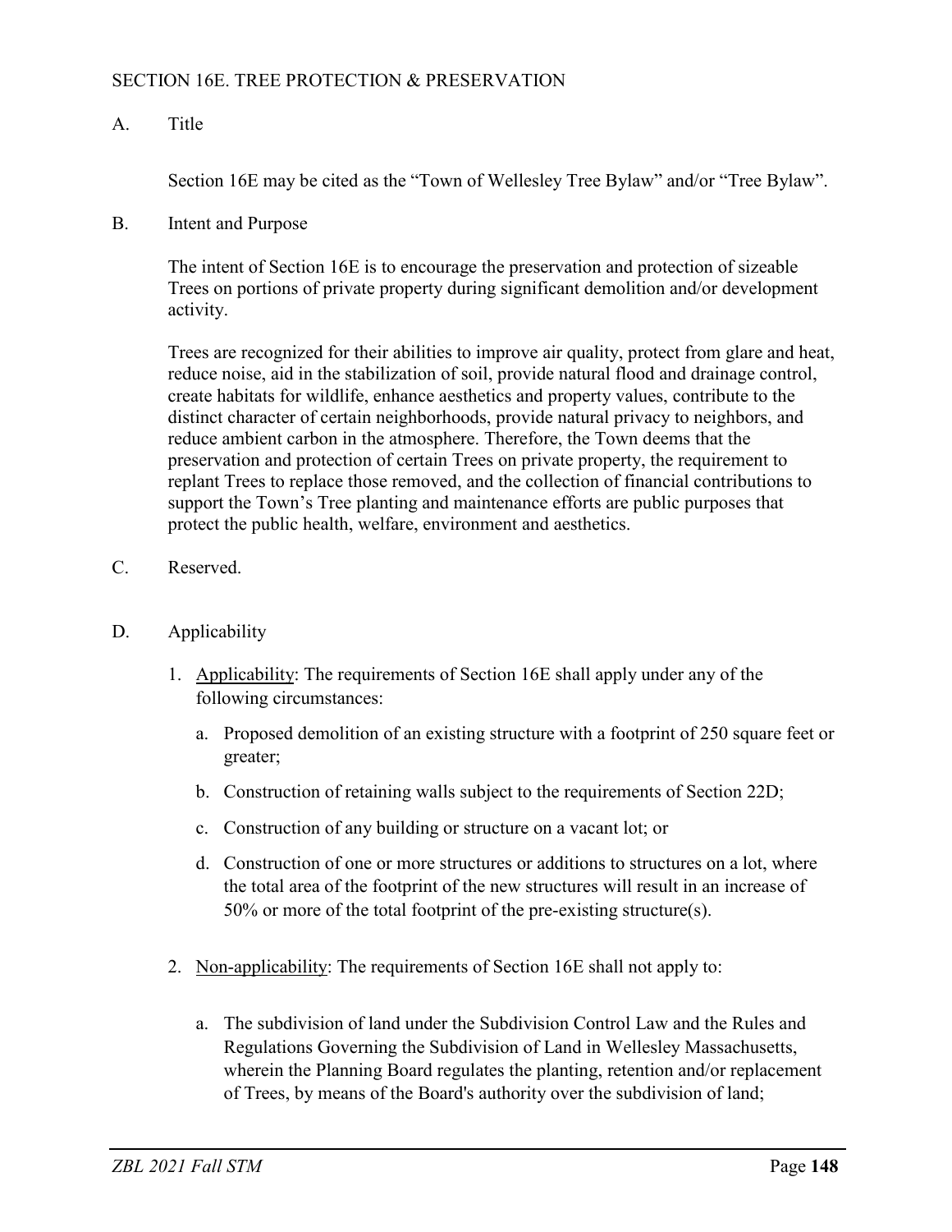## SECTION 16E. TREE PROTECTION & PRESERVATION

### A. Title

Section 16E may be cited as the "Town of Wellesley Tree Bylaw" and/or "Tree Bylaw".

### B. Intent and Purpose

The intent of Section 16E is to encourage the preservation and protection of sizeable Trees on portions of private property during significant demolition and/or development activity.

Trees are recognized for their abilities to improve air quality, protect from glare and heat, reduce noise, aid in the stabilization of soil, provide natural flood and drainage control, create habitats for wildlife, enhance aesthetics and property values, contribute to the distinct character of certain neighborhoods, provide natural privacy to neighbors, and reduce ambient carbon in the atmosphere. Therefore, the Town deems that the preservation and protection of certain Trees on private property, the requirement to replant Trees to replace those removed, and the collection of financial contributions to support the Town's Tree planting and maintenance efforts are public purposes that protect the public health, welfare, environment and aesthetics.

### C. Reserved.

### D. Applicability

1. Applicability: The requirements of Section 16E shall apply under any of the following circumstances:

   a. Proposed demolition of an existing structure with a footprint of 250 square feet or greater;

   b. Construction of retaining walls subject to the requirements of Section 22D;

   c. Construction of any building or structure on a vacant lot; or

   d. Construction of one or more structures or additions to structures on a lot, where the total area of the footprint of the new structures will result in an increase of 50% or more of the total footprint of the pre-existing structure(s).

2. Non-applicability: The requirements of Section 16E shall not apply to:

   a. The subdivision of land under the Subdivision Control Law and the Rules and Regulations Governing the Subdivision of Land in Wellesley Massachusetts, wherein the Planning Board regulates the planting, retention and/or replacement of Trees, by means of the Board's authority over the subdivision of land;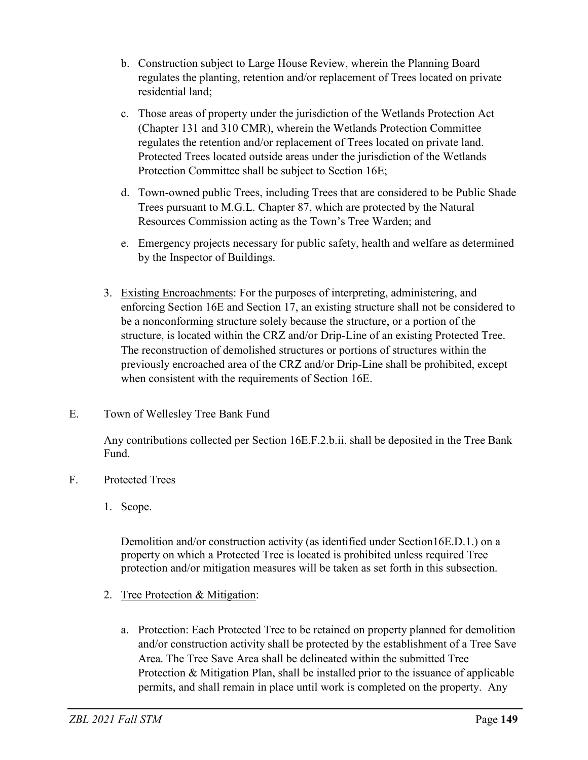b. Construction subject to Large House Review, wherein the Planning Board regulates the planting, retention and/or replacement of Trees located on private residential land;

c. Those areas of property under the jurisdiction of the Wetlands Protection Act (Chapter 131 and 310 CMR), wherein the Wetlands Protection Committee regulates the retention and/or replacement of Trees located on private land. Protected Trees located outside areas under the jurisdiction of the Wetlands Protection Committee shall be subject to Section 16E;

d. Town-owned public Trees, including Trees that are considered to be Public Shade Trees pursuant to M.G.L. Chapter 87, which are protected by the Natural Resources Commission acting as the Town's Tree Warden; and

e. Emergency projects necessary for public safety, health and welfare as determined by the Inspector of Buildings.

3. Existing Encroachments: For the purposes of interpreting, administering, and enforcing Section 16E and Section 17, an existing structure shall not be considered to be a nonconforming structure solely because the structure, or a portion of the structure, is located within the CRZ and/or Drip-Line of an existing Protected Tree. The reconstruction of demolished structures or portions of structures within the previously encroached area of the CRZ and/or Drip-Line shall be prohibited, except when consistent with the requirements of Section 16E.

E. Town of Wellesley Tree Bank Fund

Any contributions collected per Section 16E.F.2.b.ii. shall be deposited in the Tree Bank Fund.

F. Protected Trees

1. Scope.

Demolition and/or construction activity (as identified under Section16E.D.1.) on a property on which a Protected Tree is located is prohibited unless required Tree protection and/or mitigation measures will be taken as set forth in this subsection.

2. Tree Protection & Mitigation:

a. Protection: Each Protected Tree to be retained on property planned for demolition and/or construction activity shall be protected by the establishment of a Tree Save Area. The Tree Save Area shall be delineated within the submitted Tree Protection & Mitigation Plan, shall be installed prior to the issuance of applicable permits, and shall remain in place until work is completed on the property. Any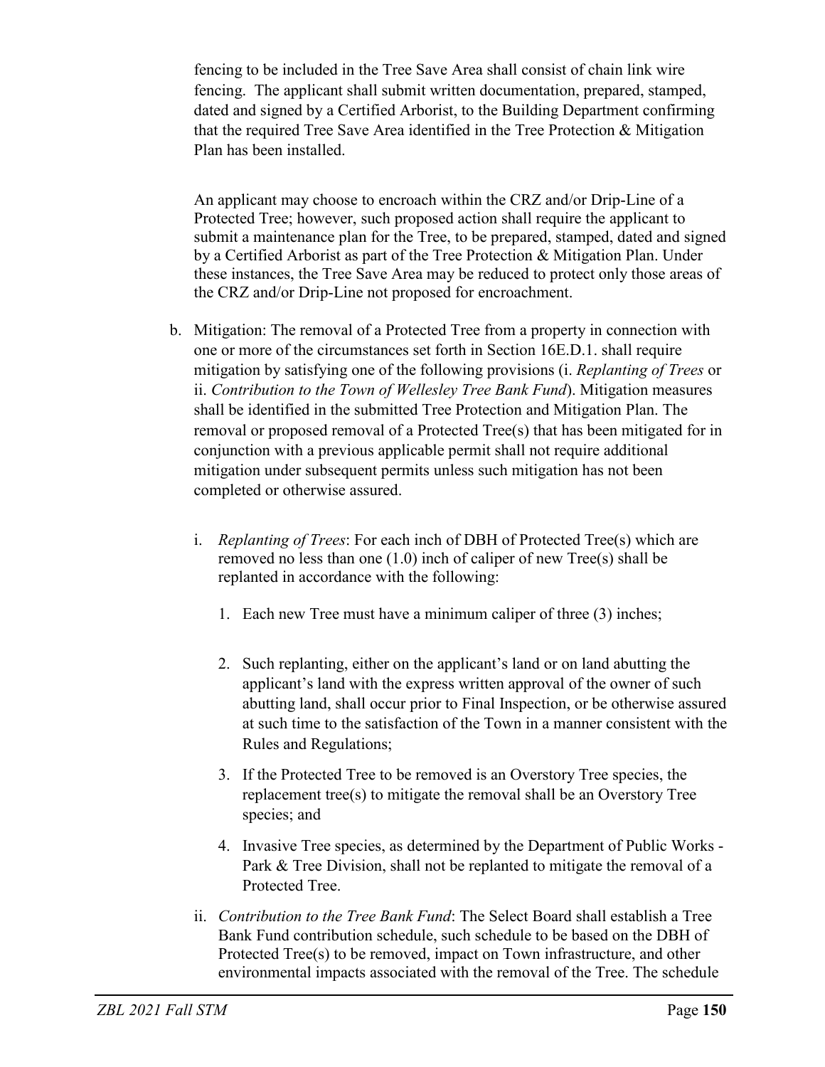fencing to be included in the Tree Save Area shall consist of chain link wire fencing. The applicant shall submit written documentation, prepared, stamped, dated and signed by a Certified Arborist, to the Building Department confirming that the required Tree Save Area identified in the Tree Protection & Mitigation Plan has been installed.

An applicant may choose to encroach within the CRZ and/or Drip-Line of a Protected Tree; however, such proposed action shall require the applicant to submit a maintenance plan for the Tree, to be prepared, stamped, dated and signed by a Certified Arborist as part of the Tree Protection & Mitigation Plan. Under these instances, the Tree Save Area may be reduced to protect only those areas of the CRZ and/or Drip-Line not proposed for encroachment.

b. Mitigation: The removal of a Protected Tree from a property in connection with one or more of the circumstances set forth in Section 16E.D.1. shall require mitigation by satisfying one of the following provisions (i. *Replanting of Trees* or ii. *Contribution to the Town of Wellesley Tree Bank Fund*). Mitigation measures shall be identified in the submitted Tree Protection and Mitigation Plan. The removal or proposed removal of a Protected Tree(s) that has been mitigated for in conjunction with a previous applicable permit shall not require additional mitigation under subsequent permits unless such mitigation has not been completed or otherwise assured.

   i. *Replanting of Trees*: For each inch of DBH of Protected Tree(s) which are removed no less than one (1.0) inch of caliper of new Tree(s) shall be replanted in accordance with the following:

      1. Each new Tree must have a minimum caliper of three (3) inches;

      2. Such replanting, either on the applicant's land or on land abutting the applicant's land with the express written approval of the owner of such abutting land, shall occur prior to Final Inspection, or be otherwise assured at such time to the satisfaction of the Town in a manner consistent with the Rules and Regulations;

      3. If the Protected Tree to be removed is an Overstory Tree species, the replacement tree(s) to mitigate the removal shall be an Overstory Tree species; and

      4. Invasive Tree species, as determined by the Department of Public Works - Park & Tree Division, shall not be replanted to mitigate the removal of a Protected Tree.

   ii. *Contribution to the Tree Bank Fund*: The Select Board shall establish a Tree Bank Fund contribution schedule, such schedule to be based on the DBH of Protected Tree(s) to be removed, impact on Town infrastructure, and other environmental impacts associated with the removal of the Tree. The schedule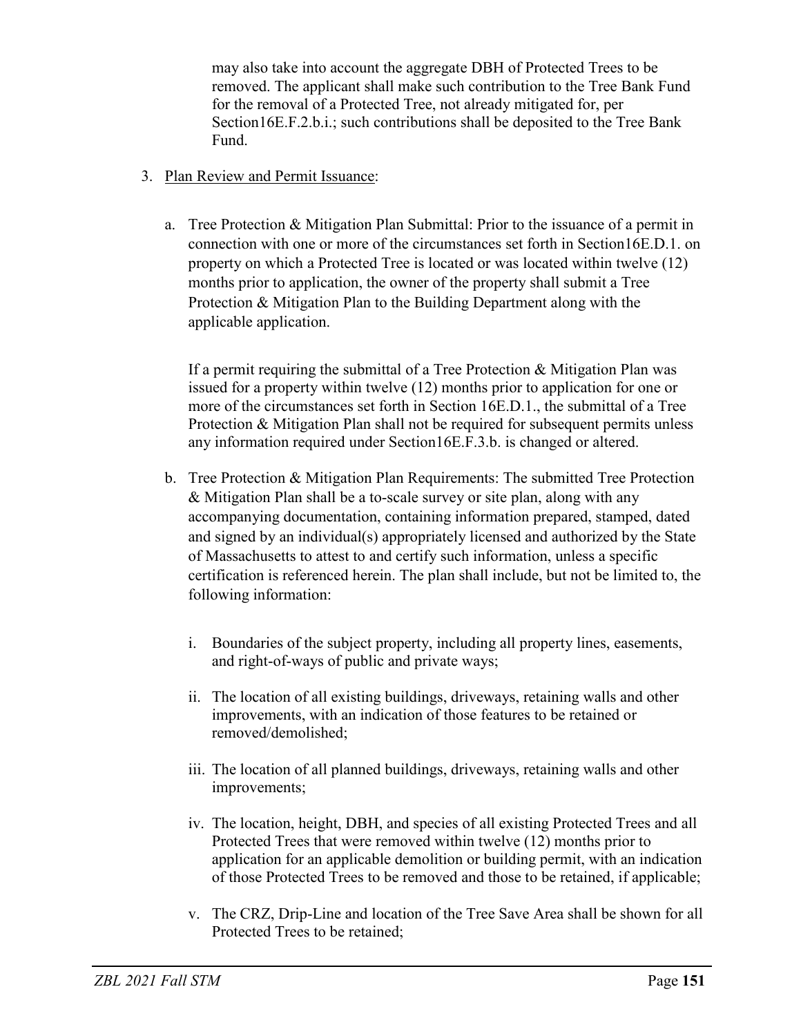may also take into account the aggregate DBH of Protected Trees to be removed. The applicant shall make such contribution to the Tree Bank Fund for the removal of a Protected Tree, not already mitigated for, per Section16E.F.2.b.i.; such contributions shall be deposited to the Tree Bank Fund.

3. Plan Review and Permit Issuance:

   a. Tree Protection & Mitigation Plan Submittal: Prior to the issuance of a permit in connection with one or more of the circumstances set forth in Section16E.D.1. on property on which a Protected Tree is located or was located within twelve (12) months prior to application, the owner of the property shall submit a Tree Protection & Mitigation Plan to the Building Department along with the applicable application.

      If a permit requiring the submittal of a Tree Protection & Mitigation Plan was issued for a property within twelve (12) months prior to application for one or more of the circumstances set forth in Section 16E.D.1., the submittal of a Tree Protection & Mitigation Plan shall not be required for subsequent permits unless any information required under Section16E.F.3.b. is changed or altered.

   b. Tree Protection & Mitigation Plan Requirements: The submitted Tree Protection & Mitigation Plan shall be a to-scale survey or site plan, along with any accompanying documentation, containing information prepared, stamped, dated and signed by an individual(s) appropriately licensed and authorized by the State of Massachusetts to attest to and certify such information, unless a specific certification is referenced herein. The plan shall include, but not be limited to, the following information:

      i. Boundaries of the subject property, including all property lines, easements, and right-of-ways of public and private ways;

      ii. The location of all existing buildings, driveways, retaining walls and other improvements, with an indication of those features to be retained or removed/demolished;

      iii. The location of all planned buildings, driveways, retaining walls and other improvements;

      iv. The location, height, DBH, and species of all existing Protected Trees and all Protected Trees that were removed within twelve (12) months prior to application for an applicable demolition or building permit, with an indication of those Protected Trees to be removed and those to be retained, if applicable;

      v. The CRZ, Drip-Line and location of the Tree Save Area shall be shown for all Protected Trees to be retained;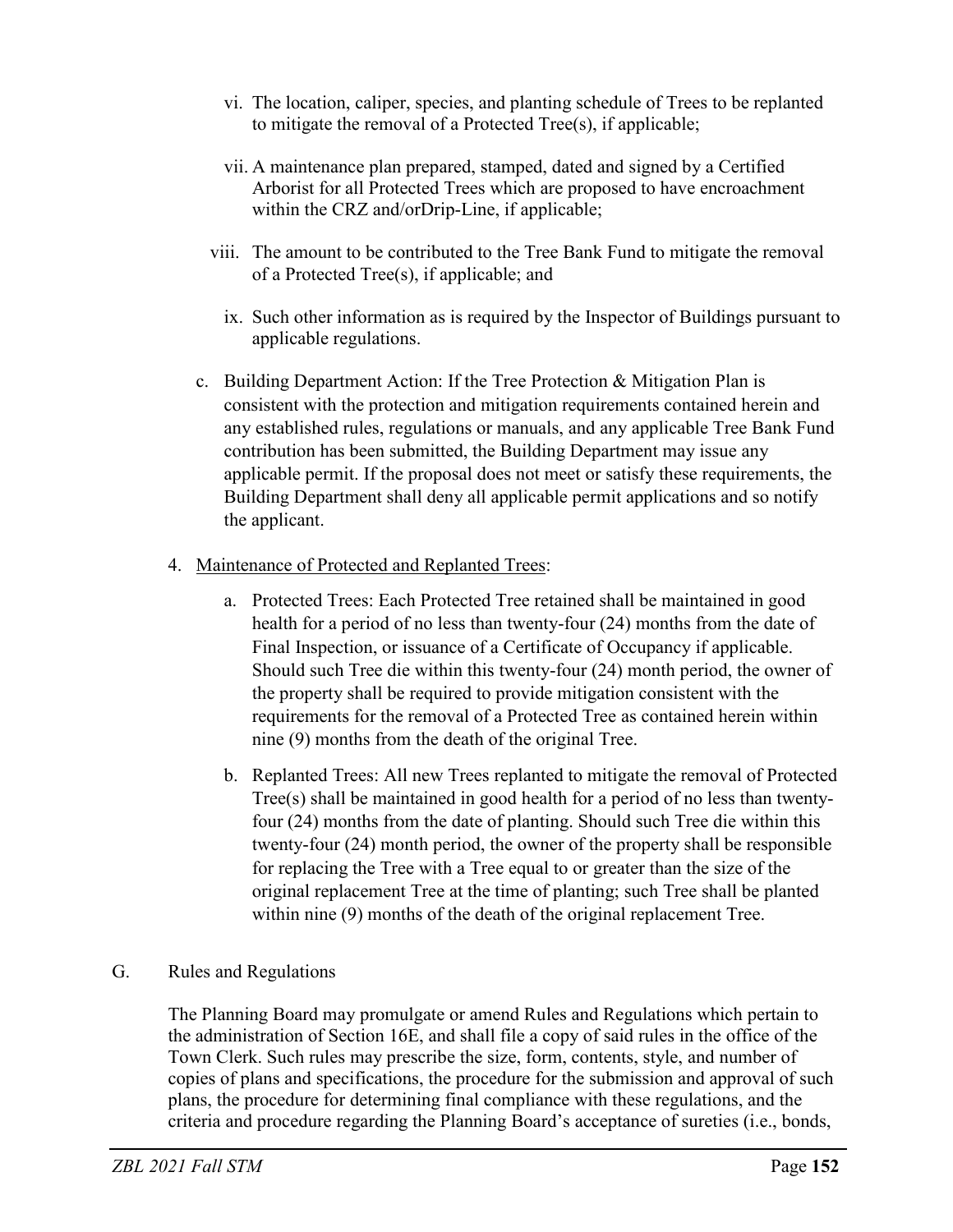vi. The location, caliper, species, and planting schedule of Trees to be replanted to mitigate the removal of a Protected Tree(s), if applicable;

vii. A maintenance plan prepared, stamped, dated and signed by a Certified Arborist for all Protected Trees which are proposed to have encroachment within the CRZ and/orDrip-Line, if applicable;

viii. The amount to be contributed to the Tree Bank Fund to mitigate the removal of a Protected Tree(s), if applicable; and

ix. Such other information as is required by the Inspector of Buildings pursuant to applicable regulations.

c. Building Department Action: If the Tree Protection & Mitigation Plan is consistent with the protection and mitigation requirements contained herein and any established rules, regulations or manuals, and any applicable Tree Bank Fund contribution has been submitted, the Building Department may issue any applicable permit. If the proposal does not meet or satisfy these requirements, the Building Department shall deny all applicable permit applications and so notify the applicant.

4. Maintenance of Protected and Replanted Trees:

   a. Protected Trees: Each Protected Tree retained shall be maintained in good health for a period of no less than twenty-four (24) months from the date of Final Inspection, or issuance of a Certificate of Occupancy if applicable. Should such Tree die within this twenty-four (24) month period, the owner of the property shall be required to provide mitigation consistent with the requirements for the removal of a Protected Tree as contained herein within nine (9) months from the death of the original Tree.

   b. Replanted Trees: All new Trees replanted to mitigate the removal of Protected Tree(s) shall be maintained in good health for a period of no less than twenty-four (24) months from the date of planting. Should such Tree die within this twenty-four (24) month period, the owner of the property shall be responsible for replacing the Tree with a Tree equal to or greater than the size of the original replacement Tree at the time of planting; such Tree shall be planted within nine (9) months of the death of the original replacement Tree.

G. Rules and Regulations

The Planning Board may promulgate or amend Rules and Regulations which pertain to the administration of Section 16E, and shall file a copy of said rules in the office of the Town Clerk. Such rules may prescribe the size, form, contents, style, and number of copies of plans and specifications, the procedure for the submission and approval of such plans, the procedure for determining final compliance with these regulations, and the criteria and procedure regarding the Planning Board's acceptance of sureties (i.e., bonds,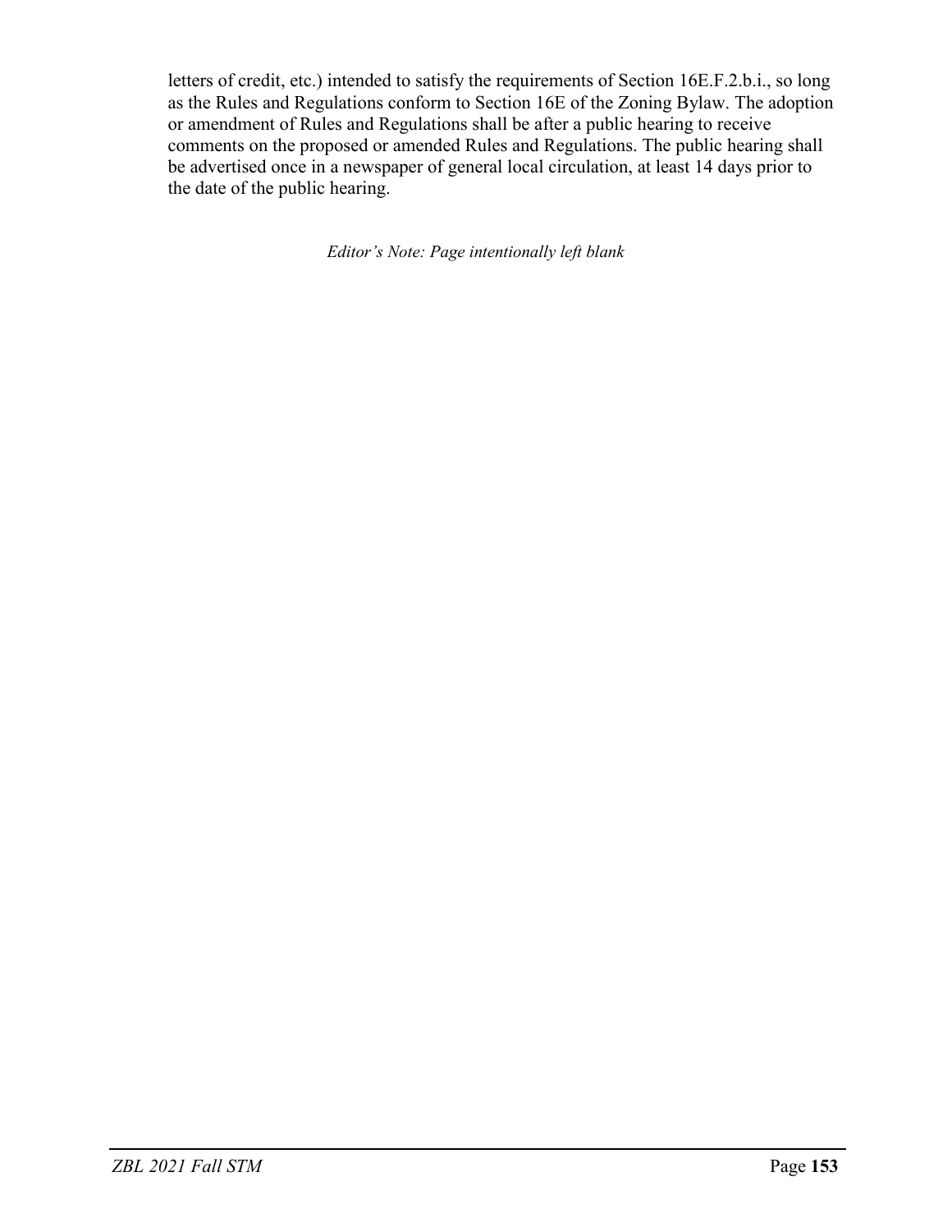letters of credit, etc.) intended to satisfy the requirements of Section 16E.F.2.b.i., so long as the Rules and Regulations conform to Section 16E of the Zoning Bylaw. The adoption or amendment of Rules and Regulations shall be after a public hearing to receive comments on the proposed or amended Rules and Regulations. The public hearing shall be advertised once in a newspaper of general local circulation, at least 14 days prior to the date of the public hearing.

*Editor's Note: Page intentionally left blank*